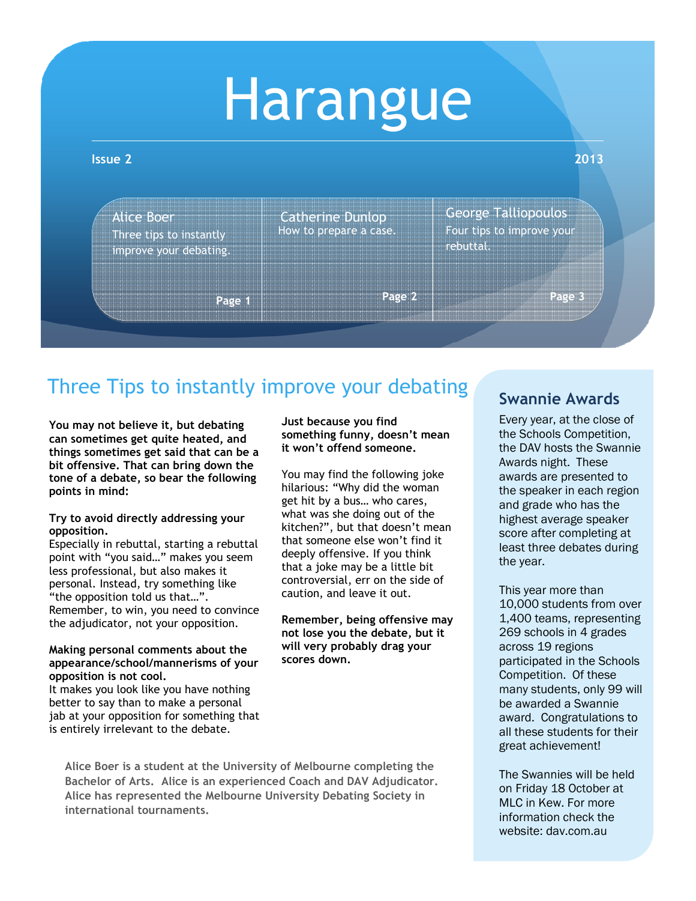# Harangue

**Issue 2** **2013**

| Alice Boer | Catherine Dunlop | George Talliopoulos |
|---|---|---|
| Three tips to instantly improve your debating. | How to prepare a case. | Four tips to improve your rebuttal. |
| **Page 1** | **Page 2** | **Page 3** |

## Three Tips to instantly improve your debating

**You may not believe it, but debating can sometimes get quite heated, and things sometimes get said that can be a bit offensive. That can bring down the tone of a debate, so bear the following points in mind:**

**Try to avoid directly addressing your opposition.**
Especially in rebuttal, starting a rebuttal point with "you said…" makes you seem less professional, but also makes it personal. Instead, try something like "the opposition told us that…". Remember, to win, you need to convince the adjudicator, not your opposition.

**Making personal comments about the appearance/school/mannerisms of your opposition is not cool.**
It makes you look like you have nothing better to say than to make a personal jab at your opposition for something that is entirely irrelevant to the debate.

**Just because you find something funny, doesn't mean it won't offend someone.**

You may find the following joke hilarious: "Why did the woman get hit by a bus… who cares, what was she doing out of the kitchen?", but that doesn't mean that someone else won't find it deeply offensive. If you think that a joke may be a little bit controversial, err on the side of caution, and leave it out.

**Remember, being offensive may not lose you the debate, but it will very probably drag your scores down.**

**Alice Boer is a student at the University of Melbourne completing the Bachelor of Arts. Alice is an experienced Coach and DAV Adjudicator. Alice has represented the Melbourne University Debating Society in international tournaments.**

## Swannie Awards

Every year, at the close of the Schools Competition, the DAV hosts the Swannie Awards night. These awards are presented to the speaker in each region and grade who has the highest average speaker score after completing at least three debates during the year.

This year more than 10,000 students from over 1,400 teams, representing 269 schools in 4 grades across 19 regions participated in the Schools Competition. Of these many students, only 99 will be awarded a Swannie award. Congratulations to all these students for their great achievement!

The Swannies will be held on Friday 18 October at MLC in Kew. For more information check the website: dav.com.au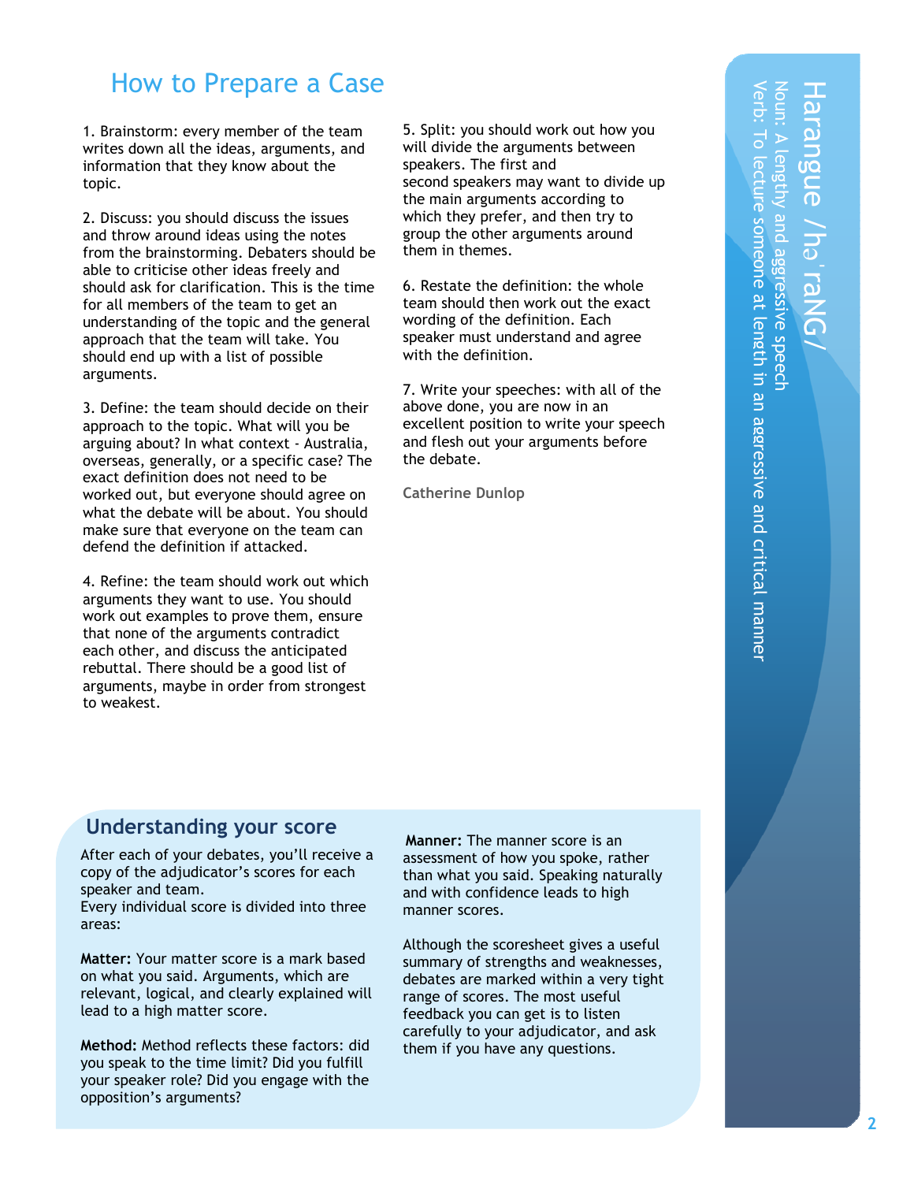## How to Prepare a Case

1. Brainstorm: every member of the team writes down all the ideas, arguments, and information that they know about the topic.

2. Discuss: you should discuss the issues and throw around ideas using the notes from the brainstorming. Debaters should be able to criticise other ideas freely and should ask for clarification. This is the time for all members of the team to get an understanding of the topic and the general approach that the team will take. You should end up with a list of possible arguments.

3. Define: the team should decide on their approach to the topic. What will you be arguing about? In what context - Australia, overseas, generally, or a specific case? The exact definition does not need to be worked out, but everyone should agree on what the debate will be about. You should make sure that everyone on the team can defend the definition if attacked.

4. Refine: the team should work out which arguments they want to use. You should work out examples to prove them, ensure that none of the arguments contradict each other, and discuss the anticipated rebuttal. There should be a good list of arguments, maybe in order from strongest to weakest.

5. Split: you should work out how you will divide the arguments between speakers. The first and second speakers may want to divide up the main arguments according to which they prefer, and then try to group the other arguments around them in themes.

6. Restate the definition: the whole team should then work out the exact wording of the definition. Each speaker must understand and agree with the definition.

7. Write your speeches: with all of the above done, you are now in an excellent position to write your speech and flesh out your arguments before the debate.

Catherine Dunlop

Harangue /hə'raNG/

Noun: A lengthy and aggressive speech

Verb: To lecture someone at length in an aggressive and critical manner

## Understanding your score

After each of your debates, you'll receive a copy of the adjudicator's scores for each speaker and team.
Every individual score is divided into three areas:

**Matter:** Your matter score is a mark based on what you said. Arguments, which are relevant, logical, and clearly explained will lead to a high matter score.

**Method:** Method reflects these factors: did you speak to the time limit? Did you fulfill your speaker role? Did you engage with the opposition's arguments?

**Manner:** The manner score is an assessment of how you spoke, rather than what you said. Speaking naturally and with confidence leads to high manner scores.

Although the scoresheet gives a useful summary of strengths and weaknesses, debates are marked within a very tight range of scores. The most useful feedback you can get is to listen carefully to your adjudicator, and ask them if you have any questions.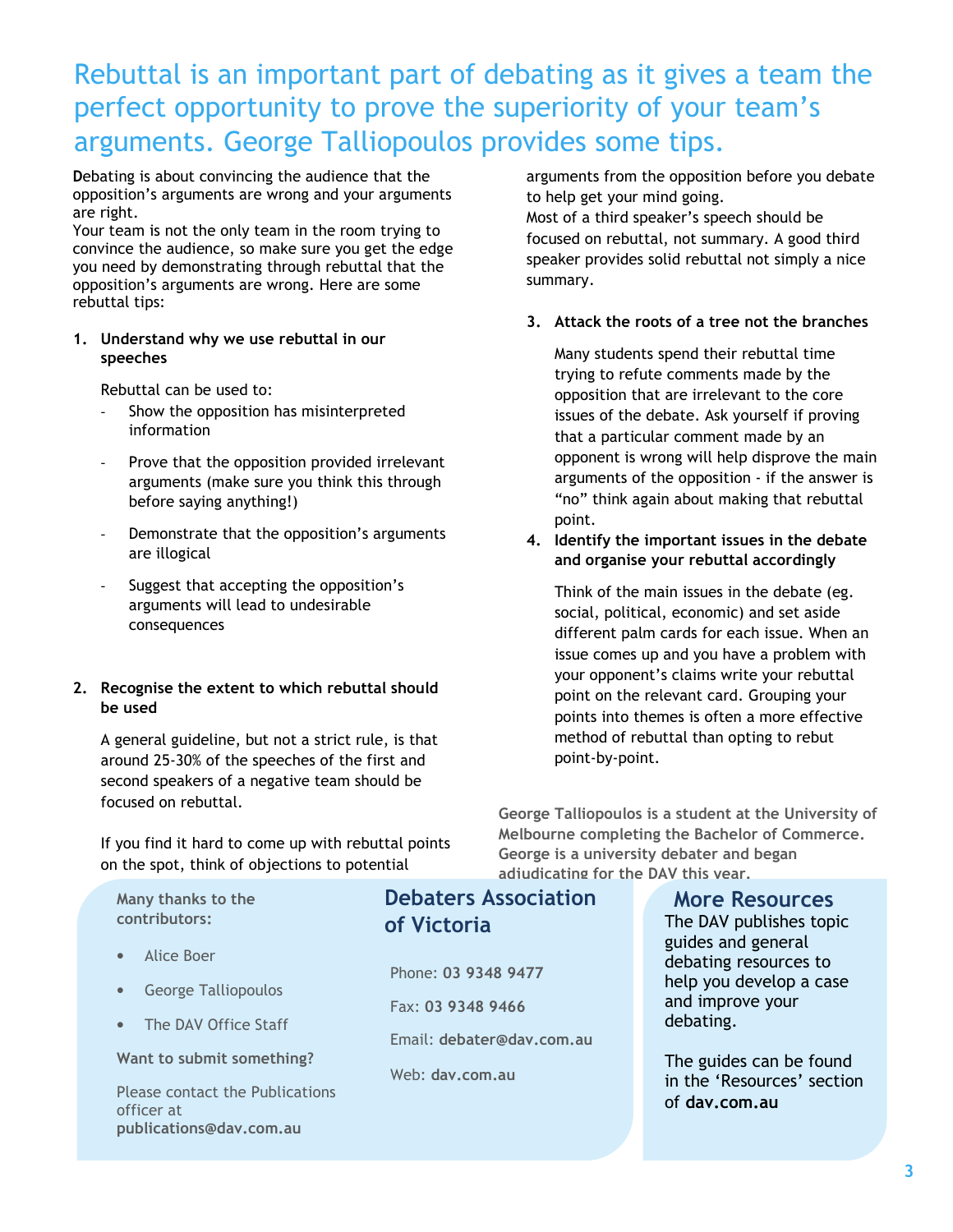# Rebuttal is an important part of debating as it gives a team the perfect opportunity to prove the superiority of your team's arguments. George Talliopoulos provides some tips.

Debating is about convincing the audience that the opposition's arguments are wrong and your arguments are right.

Your team is not the only team in the room trying to convince the audience, so make sure you get the edge you need by demonstrating through rebuttal that the opposition's arguments are wrong. Here are some rebuttal tips:

1. **Understand why we use rebuttal in our speeches**

   Rebuttal can be used to:

   - Show the opposition has misinterpreted information
   - Prove that the opposition provided irrelevant arguments (make sure you think this through before saying anything!)
   - Demonstrate that the opposition's arguments are illogical
   - Suggest that accepting the opposition's arguments will lead to undesirable consequences

2. **Recognise the extent to which rebuttal should be used**

   A general guideline, but not a strict rule, is that around 25-30% of the speeches of the first and second speakers of a negative team should be focused on rebuttal.

   If you find it hard to come up with rebuttal points on the spot, think of objections to potential arguments from the opposition before you debate to help get your mind going.

   Most of a third speaker's speech should be focused on rebuttal, not summary. A good third speaker provides solid rebuttal not simply a nice summary.

3. **Attack the roots of a tree not the branches**

   Many students spend their rebuttal time trying to refute comments made by the opposition that are irrelevant to the core issues of the debate. Ask yourself if proving that a particular comment made by an opponent is wrong will help disprove the main arguments of the opposition - if the answer is "no" think again about making that rebuttal point.

4. **Identify the important issues in the debate and organise your rebuttal accordingly**

   Think of the main issues in the debate (eg. social, political, economic) and set aside different palm cards for each issue. When an issue comes up and you have a problem with your opponent's claims write your rebuttal point on the relevant card. Grouping your points into themes is often a more effective method of rebuttal than opting to rebut point-by-point.

**George Talliopoulos is a student at the University of Melbourne completing the Bachelor of Commerce. George is a university debater and began adjudicating for the DAV this year.**

**Many thanks to the contributors:**

- Alice Boer
- George Talliopoulos
- The DAV Office Staff

**Want to submit something?**

Please contact the Publications officer at **publications@dav.com.au**

## Debaters Association of Victoria

Phone: **03 9348 9477**

Fax: **03 9348 9466**

Email: **debater@dav.com.au**

Web: **dav.com.au**

## More Resources

The DAV publishes topic guides and general debating resources to help you develop a case and improve your debating.

The guides can be found in the 'Resources' section of **dav.com.au**